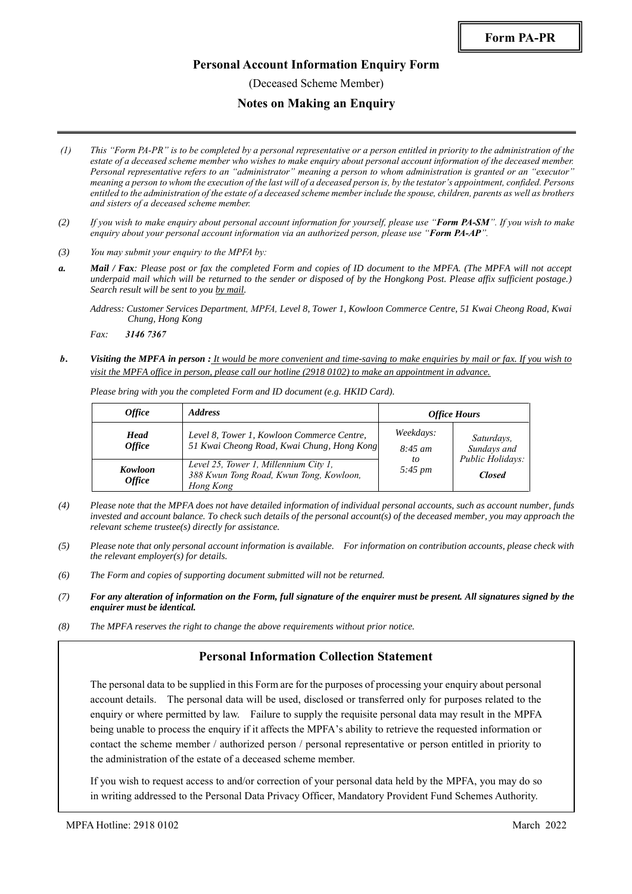**Form PA-PR**

# Personal Account Information Enquiry Form

(Deceased Scheme Member)

## Notes on Making an Enquiry

(1) *This "Form PA-PR" is to be completed by a personal representative or a person entitled in priority to the administration of the estate of a deceased scheme member who wishes to make enquiry about personal account information of the deceased member. Personal representative refers to an "administrator" meaning a person to whom administration is granted or an "executor" meaning a person to whom the execution of the last will of a deceased person is, by the testator's appointment, confided. Persons entitled to the administration of the estate of a deceased scheme member include the spouse, children, parents as well as brothers and sisters of a deceased scheme member.*

(2) *If you wish to make enquiry about personal account information for yourself, please use "**Form PA-SM**". If you wish to make enquiry about your personal account information via an authorized person, please use "**Form PA-AP**".*

(3) *You may submit your enquiry to the MPFA by:*

a. ***Mail / Fax**: Please post or fax the completed Form and copies of ID document to the MPFA. (The MPFA will not accept underpaid mail which will be returned to the sender or disposed of by the Hongkong Post. Please affix sufficient postage.) Search result will be sent to you by mail.*

*Address: Customer Services Department, MPFA, Level 8, Tower 1, Kowloon Commerce Centre, 51 Kwai Cheong Road, Kwai Chung, Hong Kong*

*Fax: **3146 7367***

b. ***Visiting the MPFA in person :** It would be more convenient and time-saving to make enquiries by mail or fax. If you wish to visit the MPFA office in person, please call our hotline (2918 0102) to make an appointment in advance.*

*Please bring with you the completed Form and ID document (e.g. HKID Card).*

| *Office* | *Address* | *Office Hours* | |
|---|---|---|---|
| ***Head Office*** | *Level 8, Tower 1, Kowloon Commerce Centre, 51 Kwai Cheong Road, Kwai Chung, Hong Kong* | *Weekdays: 8:45 am to 5:45 pm* | *Saturdays, Sundays and Public Holidays: **Closed*** |
| ***Kowloon Office*** | *Level 25, Tower 1, Millennium City 1, 388 Kwun Tong Road, Kwun Tong, Kowloon, Hong Kong* | | |

(4) *Please note that the MPFA does not have detailed information of individual personal accounts, such as account number, funds invested and account balance. To check such details of the personal account(s) of the deceased member, you may approach the relevant scheme trustee(s) directly for assistance.*

(5) *Please note that only personal account information is available. For information on contribution accounts, please check with the relevant employer(s) for details.*

(6) *The Form and copies of supporting document submitted will not be returned.*

(7) ***For any alteration of information on the Form, full signature of the enquirer must be present. All signatures signed by the enquirer must be identical.***

(8) *The MPFA reserves the right to change the above requirements without prior notice.*

## Personal Information Collection Statement

The personal data to be supplied in this Form are for the purposes of processing your enquiry about personal account details. The personal data will be used, disclosed or transferred only for purposes related to the enquiry or where permitted by law. Failure to supply the requisite personal data may result in the MPFA being unable to process the enquiry if it affects the MPFA's ability to retrieve the requested information or contact the scheme member / authorized person / personal representative or person entitled in priority to the administration of the estate of a deceased scheme member.

If you wish to request access to and/or correction of your personal data held by the MPFA, you may do so in writing addressed to the Personal Data Privacy Officer, Mandatory Provident Fund Schemes Authority.

MPFA Hotline: 2918 0102 March 2022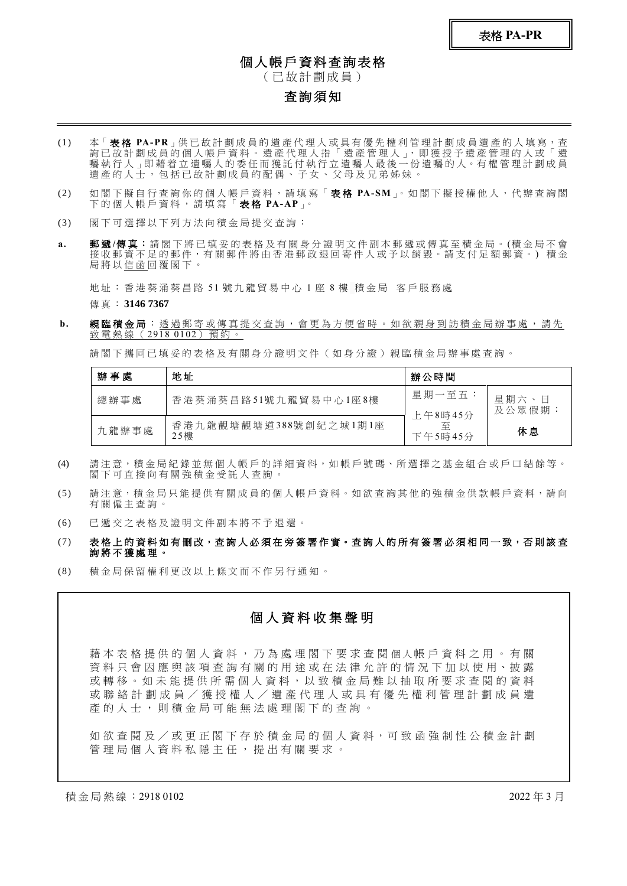**表格 PA-PR**

# 個人帳戶資料查詢表格

（已故計劃成員）

## 查詢須知

(1) 本「**表格 PA-PR**」供已故計劃成員的遺產代理人或具有優先權利管理計劃成員遺產的人填寫，查詢已故計劃成員的個人帳戶資料。遺產代理人指「遺產管理人」，即獲授予遺產管理的人或「遺囑執行人」即藉着立遺囑人的委任而獲託付執行立遺囑人最後一份遺囑的人。有權管理計劃成員遺產的人士，包括已故計劃成員的配偶、子女、父母及兄弟姊妹。

(2) 如閣下擬自行查詢你的個人帳戶資料，請填寫「**表格 PA-SM**」。如閣下擬授權他人，代辦查詢閣下的個人帳戶資料，請填寫「**表格 PA-AP**」。

(3) 閣下可選擇以下列方法向積金局提交查詢：

**a.** **郵遞/傳真：**請閣下將已填妥的表格及有關身分證明文件副本郵遞或傳真至積金局。(積金局不會接收郵資不足的郵件，有關郵件將由香港郵政退回寄件人或予以銷毀。請支付足額郵資。) 積金局將以<u>信函</u>回覆閣下。

地址：香港葵涌葵昌路 51 號九龍貿易中心 1 座 8 樓 積金局 客戶服務處

傳真：**3146 7367**

**b.** **親臨積金局**：<u>透過郵寄或傳真提交查詢，會更為方便省時。如欲親身到訪積金局辦事處，請先致電熱線（2918 0102）預約。</u>

請閣下攜同已填妥的表格及有關身分證明文件（如身分證）親臨積金局辦事處查詢。

| **辦事處** | **地址** | **辦公時間** | |
|---|---|---|---|
| 總辦事處 | 香港葵涌葵昌路51號九龍貿易中心1座8樓 | 星期一至五：<br>上午8時45分<br>至<br>下午5時45分 | 星期六、日及公眾假期：<br>**休息** |
| 九龍辦事處 | 香港九龍觀塘觀塘道388號創紀之城1期1座25樓 | | |

(4) 請注意，積金局紀錄並無個人帳戶的詳細資料，如帳戶號碼、所選擇之基金組合或戶口結餘等。閣下可直接向有關強積金受託人查詢。

(5) 請注意，積金局只能提供有關成員的個人帳戶資料。如欲查詢其他的強積金供款帳戶資料，請向有關僱主查詢。

(6) 已遞交之表格及證明文件副本將不予退還。

(7) **表格上的資料如有刪改，查詢人必須在旁簽署作實。查詢人的所有簽署必須相同一致，否則該查詢將不獲處理。**

(8) 積金局保留權利更改以上條文而不作另行通知。

## 個人資料收集聲明

藉本表格提供的個人資料，乃為處理閣下要求查閱個人帳戶資料之用。有關資料只會因應與該項查詢有關的用途或在法律允許的情況下加以使用、披露或轉移。如未能提供所需個人資料，以致積金局難以抽取所要求查閱的資料或聯絡計劃成員／獲授權人／遺產代理人或具有優先權利管理計劃成員遺產的人士，則積金局可能無法處理閣下的查詢。

如欲查閱及／或更正閣下存於積金局的個人資料，可致函強制性公積金計劃管理局個人資料私隱主任，提出有關要求。

積金局熱線：2918 0102 2022 年 3 月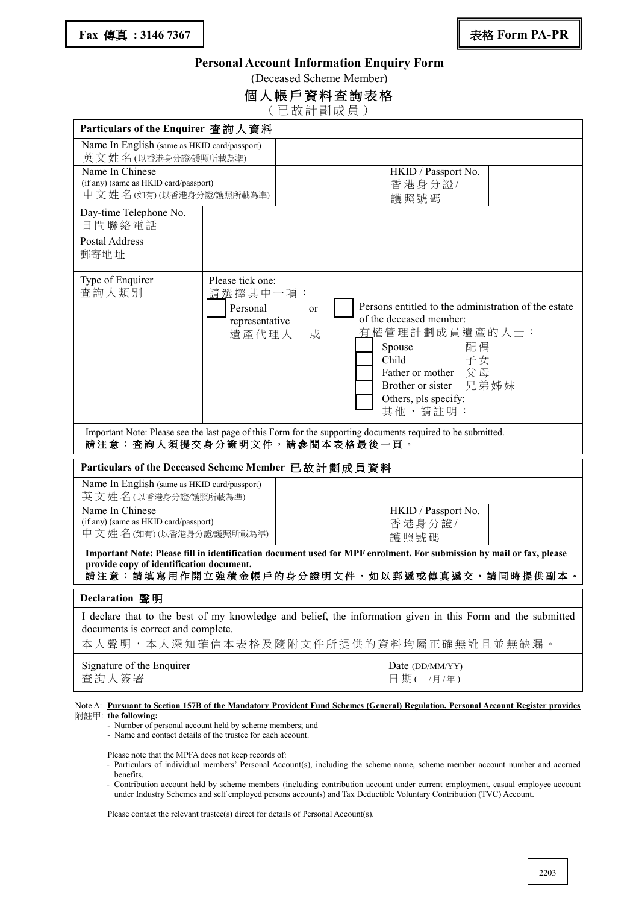**Fax 傳真 : 3146 7367**

**表格 Form PA-PR**

# Personal Account Information Enquiry Form

(Deceased Scheme Member)

# 個人帳戶資料查詢表格

（已故計劃成員）

| **Particulars of the Enquirer 查詢人資料** | | | |
|---|---|---|---|
| Name In English (same as HKID card/passport) 英文姓名(以香港身分證/護照所載為準) | | | |
| Name In Chinese (if any) (same as HKID card/passport) 中文姓名(如有) (以香港身分證/護照所載為準) | | HKID / Passport No. 香港身分證/護照號碼 | |
| Day-time Telephone No. 日間聯絡電話 | | | |
| Postal Address 郵寄地址 | | | |
| Type of Enquirer 查詢人類別 | Please tick one: 請選擇其中一項：<br>☐ Personal representative 遺產代理人 or 或 ☐ Persons entitled to the administration of the estate of the deceased member: 有權管理計劃成員遺產的人士：<br>☐ Spouse 配偶<br>☐ Child 子女<br>☐ Father or mother 父母<br>☐ Brother or sister 兄弟姊妹<br>☐ Others, pls specify: 其他，請註明： | | |

Important Note: Please see the last page of this Form for the supporting documents required to be submitted.
**請注意：查詢人須提交身分證明文件，請參閱本表格最後一頁。**

| **Particulars of the Deceased Scheme Member 已故計劃成員資料** | | | |
|---|---|---|---|
| Name In English (same as HKID card/passport) 英文姓名(以香港身分證/護照所載為準) | | | |
| Name In Chinese (if any) (same as HKID card/passport) 中文姓名(如有) (以香港身分證/護照所載為準) | | HKID / Passport No. 香港身分證/護照號碼 | |

**Important Note: Please fill in identification document used for MPF enrolment. For submission by mail or fax, please provide copy of identification document.**
**請注意：請填寫用作開立強積金帳戶的身分證明文件。如以郵遞或傳真遞交，請同時提供副本。**

| **Declaration 聲明** | |
|---|---|
| I declare that to the best of my knowledge and belief, the information given in this Form and the submitted documents is correct and complete.<br>本人聲明，本人深知確信本表格及隨附文件所提供的資料均屬正確無訛且並無缺漏。 | |
| Signature of the Enquirer 查詢人簽署 | Date (DD/MM/YY) 日期(日/月/年) |

Note A: **Pursuant to Section 157B of the Mandatory Provident Fund Schemes (General) Regulation, Personal Account Register provides**
附註甲: **the following:**

- Number of personal account held by scheme members; and
- Name and contact details of the trustee for each account.

Please note that the MPFA does not keep records of:

- Particulars of individual members' Personal Account(s), including the scheme name, scheme member account number and accrued benefits.
- Contribution account held by scheme members (including contribution account under current employment, casual employee account under Industry Schemes and self employed persons accounts) and Tax Deductible Voluntary Contribution (TVC) Account.

Please contact the relevant trustee(s) direct for details of Personal Account(s).

2203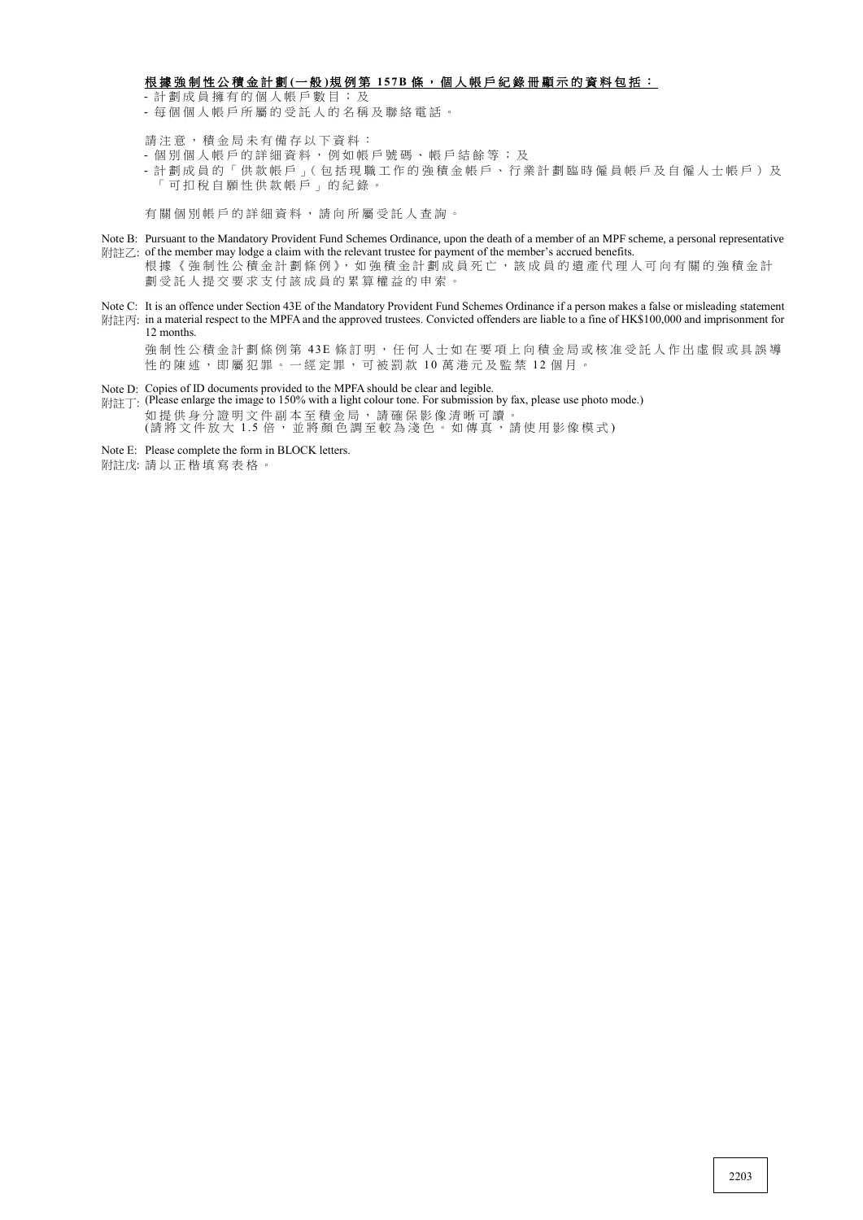**<u>根據強制性公積金計劃(一般)規例第 157B 條，個人帳戶紀錄冊顯示的資料包括：</u>**

- 計劃成員擁有的個人帳戶數目；及
- 每個個人帳戶所屬的受託人的名稱及聯絡電話。

請注意，積金局未有備存以下資料：

- 個別個人帳戶的詳細資料，例如帳戶號碼、帳戶結餘等；及
- 計劃成員的「供款帳戶」(包括現職工作的強積金帳戶、行業計劃臨時僱員帳戶及自僱人士帳戶）及「可扣稅自願性供款帳戶」的紀錄。

有關個別帳戶的詳細資料，請向所屬受託人查詢。

Note B: Pursuant to the Mandatory Provident Fund Schemes Ordinance, upon the death of a member of an MPF scheme, a personal representative of the member may lodge a claim with the relevant trustee for payment of the member's accrued benefits.
附註乙: 根據《強制性公積金計劃條例》，如強積金計劃成員死亡，該成員的遺產代理人可向有關的強積金計劃受託人提交要求支付該成員的累算權益的申索。

Note C: It is an offence under Section 43E of the Mandatory Provident Fund Schemes Ordinance if a person makes a false or misleading statement in a material respect to the MPFA and the approved trustees. Convicted offenders are liable to a fine of HK$100,000 and imprisonment for 12 months.
附註丙: 強制性公積金計劃條例第 43E 條訂明，任何人士如在要項上向積金局或核准受託人作出虛假或具誤導性的陳述，即屬犯罪。一經定罪，可被罰款 10 萬港元及監禁 12 個月。

Note D: Copies of ID documents provided to the MPFA should be clear and legible. (Please enlarge the image to 150% with a light colour tone. For submission by fax, please use photo mode.)
附註丁: 如提供身分證明文件副本至積金局，請確保影像清晰可讀。(請將文件放大 1.5 倍，並將顏色調至較為淺色。如傳真，請使用影像模式)

Note E: Please complete the form in BLOCK letters.
附註戊: 請以正楷填寫表格。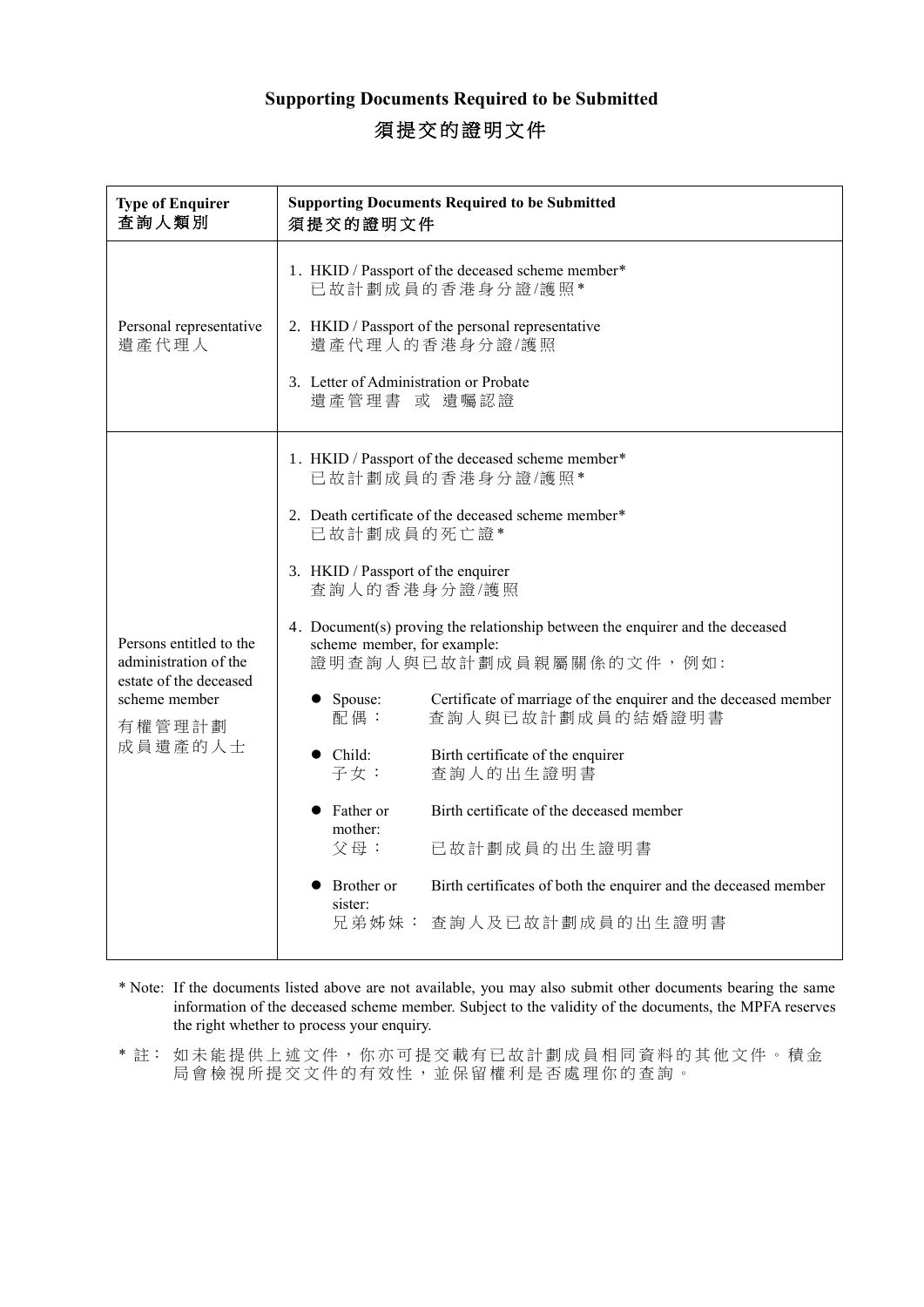# Supporting Documents Required to be Submitted

# 須提交的證明文件

| **Type of Enquirer**<br>**查詢人類別** | **Supporting Documents Required to be Submitted**<br>**須提交的證明文件** |
|---|---|
| Personal representative<br>遺產代理人 | 1. HKID / Passport of the deceased scheme member*<br>已故計劃成員的香港身分證/護照*<br><br>2. HKID / Passport of the personal representative<br>遺產代理人的香港身分證/護照<br><br>3. Letter of Administration or Probate<br>遺產管理書 或 遺囑認證 |
| Persons entitled to the administration of the estate of the deceased scheme member<br>有權管理計劃成員遺產的人士 | 1. HKID / Passport of the deceased scheme member*<br>已故計劃成員的香港身分證/護照*<br><br>2. Death certificate of the deceased scheme member*<br>已故計劃成員的死亡證*<br><br>3. HKID / Passport of the enquirer<br>查詢人的香港身分證/護照<br><br>4. Document(s) proving the relationship between the enquirer and the deceased scheme member, for example:<br>證明查詢人與已故計劃成員親屬關係的文件，例如:<br><br>● Spouse: 配偶： Certificate of marriage of the enquirer and the deceased member 查詢人與已故計劃成員的結婚證明書<br><br>● Child: 子女： Birth certificate of the enquirer 查詢人的出生證明書<br><br>● Father or mother: 父母： Birth certificate of the deceased member 已故計劃成員的出生證明書<br><br>● Brother or sister: 兄弟姊妹： Birth certificates of both the enquirer and the deceased member 查詢人及已故計劃成員的出生證明書 |

\* Note: If the documents listed above are not available, you may also submit other documents bearing the same information of the deceased scheme member. Subject to the validity of the documents, the MPFA reserves the right whether to process your enquiry.

\* 註： 如未能提供上述文件，你亦可提交載有已故計劃成員相同資料的其他文件。積金局會檢視所提交文件的有效性，並保留權利是否處理你的查詢。